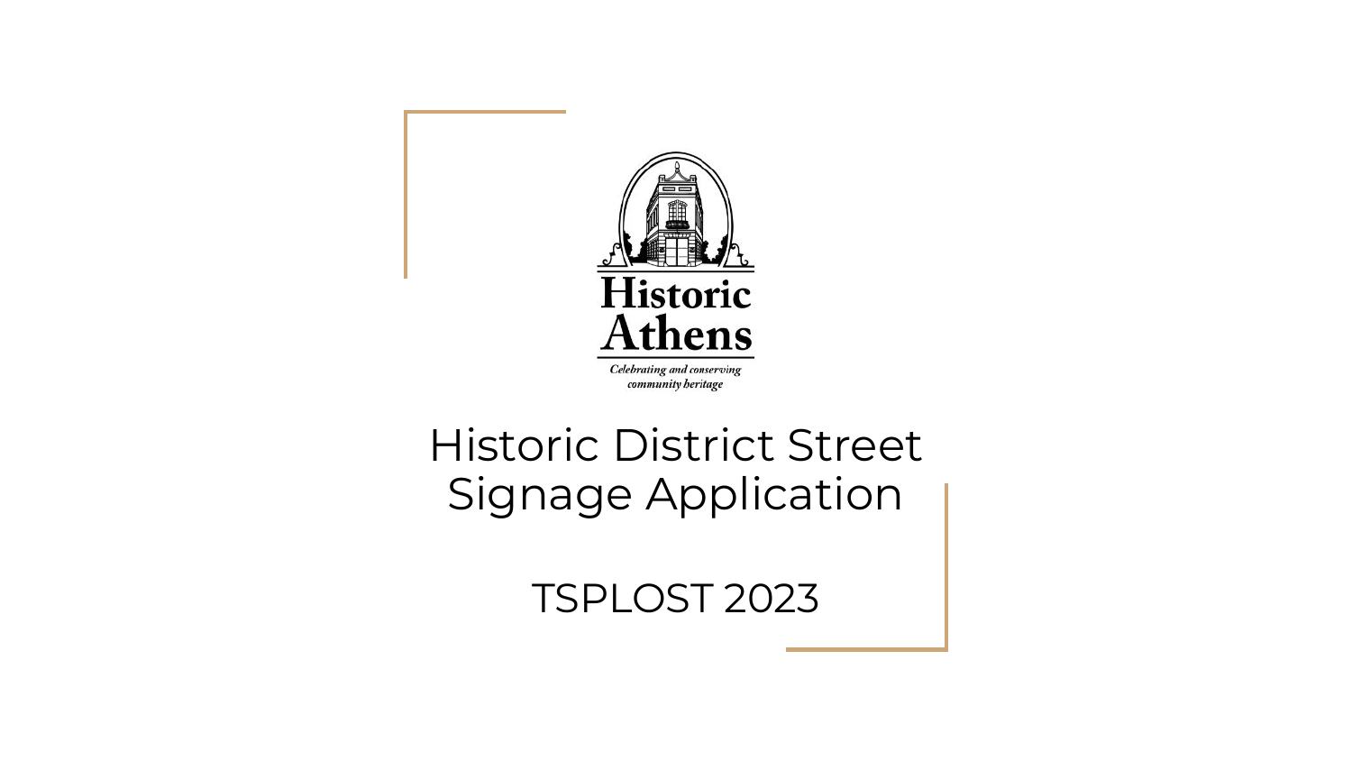Historic Athens

*Celebrating and conserving community heritage*

# Historic District Street Signage Application

## TSPLOST 2023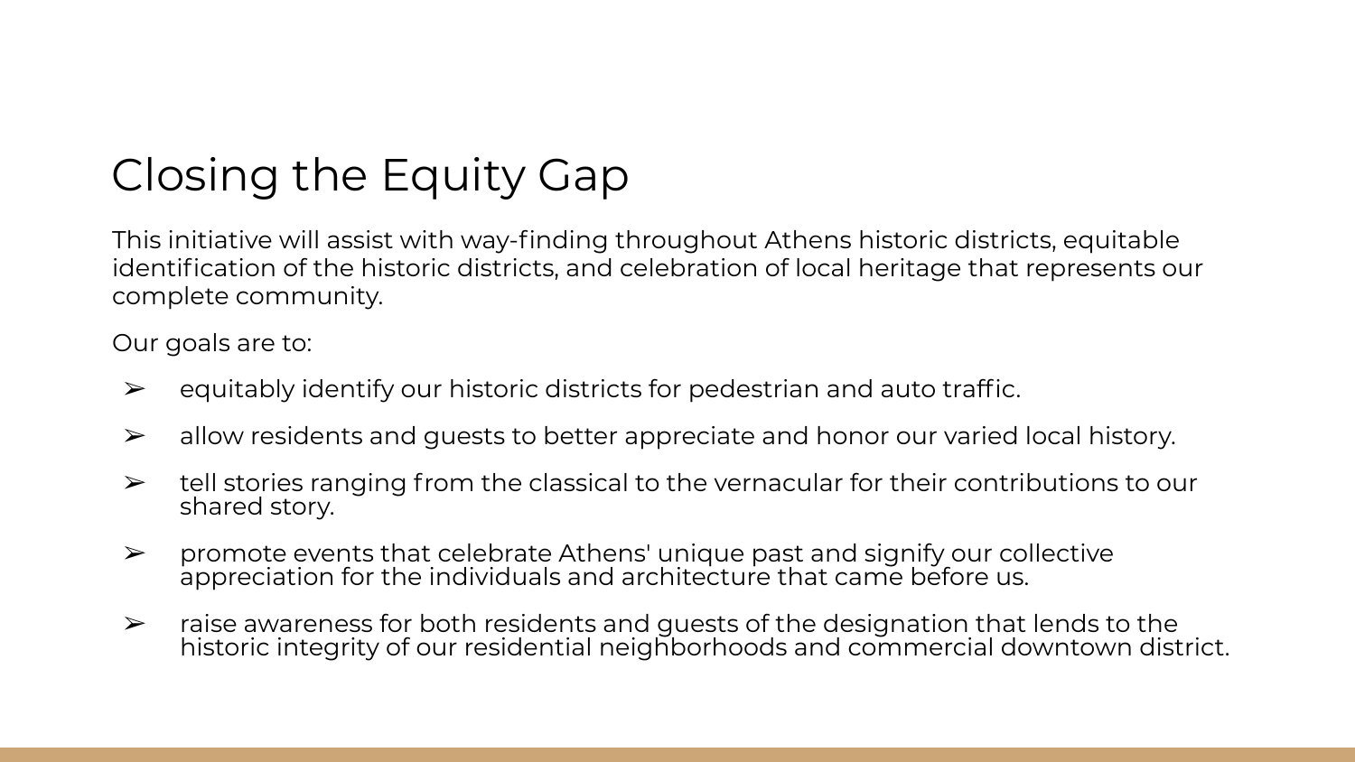# Closing the Equity Gap

This initiative will assist with way-finding throughout Athens historic districts, equitable identification of the historic districts, and celebration of local heritage that represents our complete community.

Our goals are to:

- ➢ equitably identify our historic districts for pedestrian and auto traffic.
- ➢ allow residents and guests to better appreciate and honor our varied local history.
- ➢ tell stories ranging from the classical to the vernacular for their contributions to our shared story.
- ➢ promote events that celebrate Athens' unique past and signify our collective appreciation for the individuals and architecture that came before us.
- ➢ raise awareness for both residents and guests of the designation that lends to the historic integrity of our residential neighborhoods and commercial downtown district.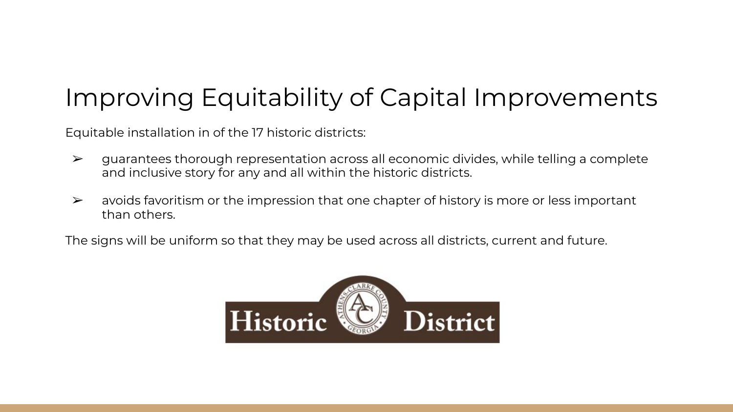# Improving Equitability of Capital Improvements

Equitable installation in of the 17 historic districts:

- guarantees thorough representation across all economic divides, while telling a complete and inclusive story for any and all within the historic districts.
- avoids favoritism or the impression that one chapter of history is more or less important than others.

The signs will be uniform so that they may be used across all districts, current and future.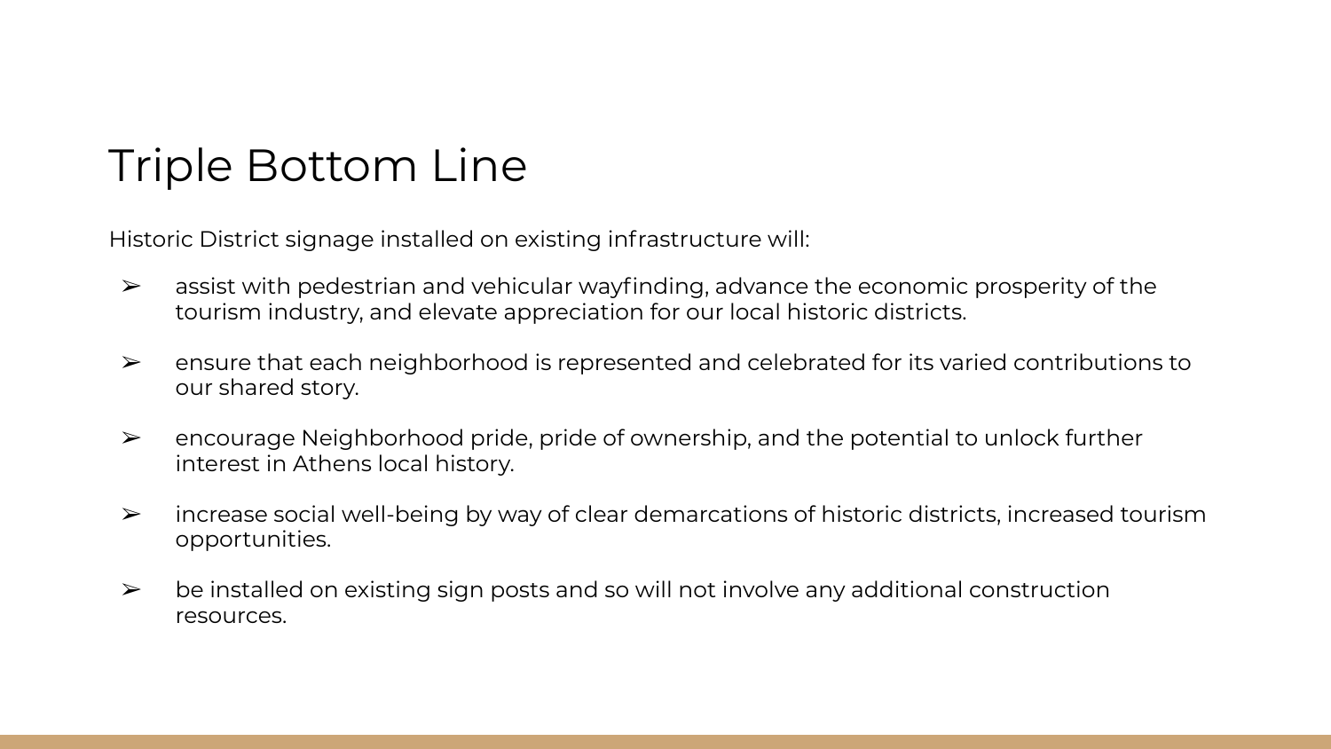# Triple Bottom Line

Historic District signage installed on existing infrastructure will:

- assist with pedestrian and vehicular wayfinding, advance the economic prosperity of the tourism industry, and elevate appreciation for our local historic districts.
- ensure that each neighborhood is represented and celebrated for its varied contributions to our shared story.
- encourage Neighborhood pride, pride of ownership, and the potential to unlock further interest in Athens local history.
- increase social well-being by way of clear demarcations of historic districts, increased tourism opportunities.
- be installed on existing sign posts and so will not involve any additional construction resources.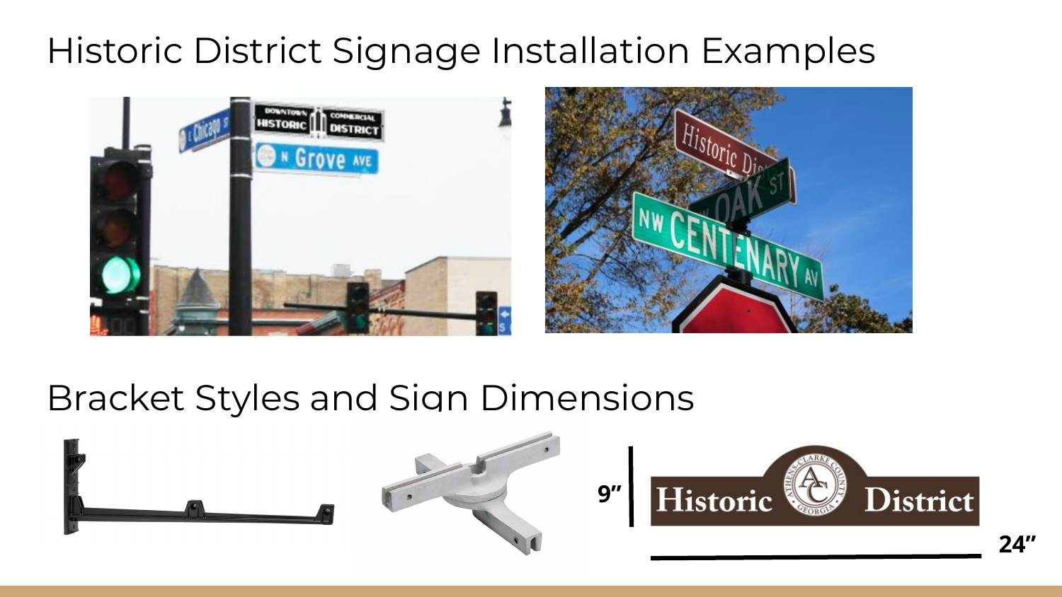# Historic District Signage Installation Examples

# Bracket Styles and Sign Dimensions

9"

24"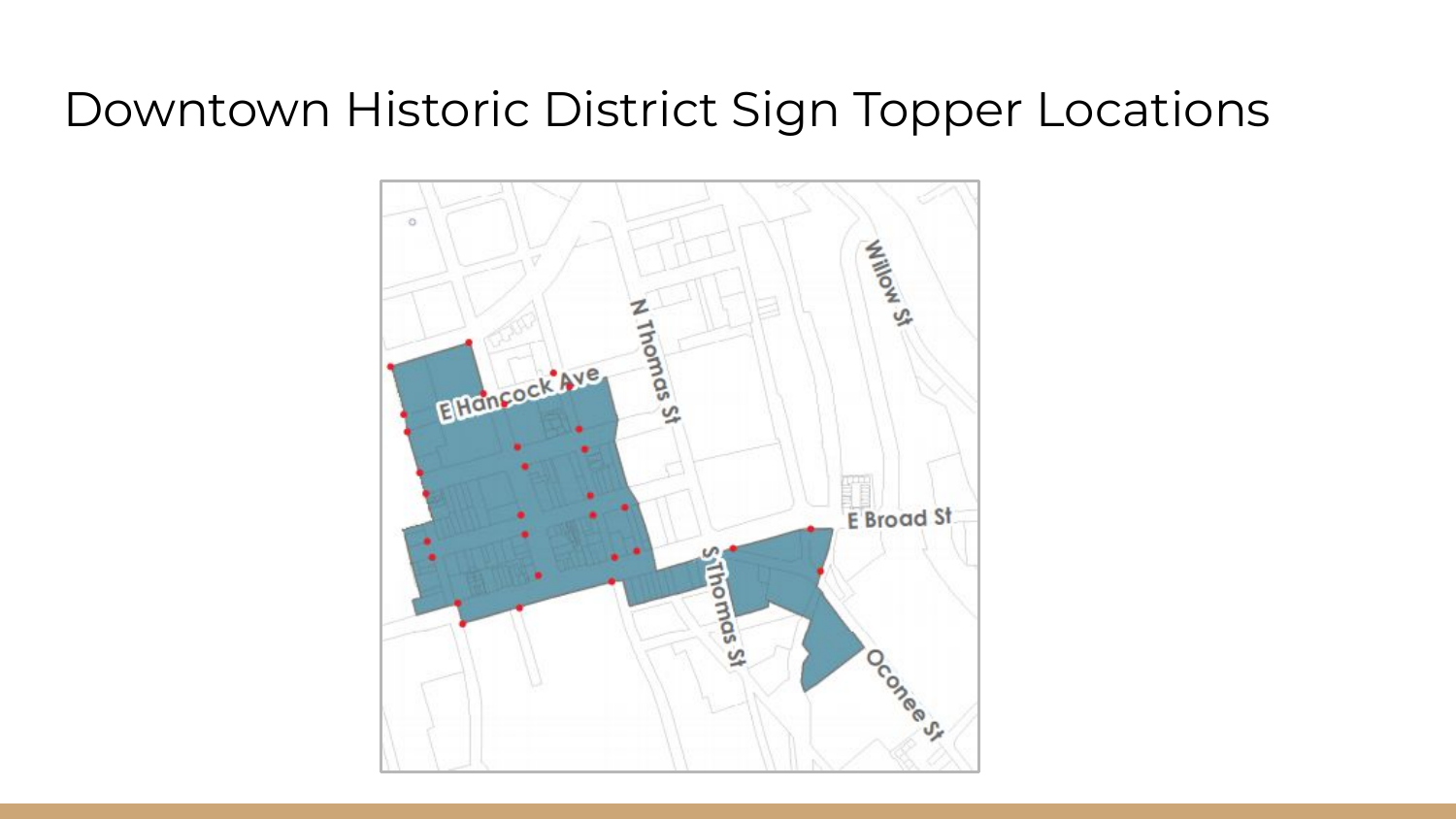# Downtown Historic District Sign Topper Locations

E Hancock Ave
N Thomas St
Willow St
E Broad St
S Thomas St
Oconee St